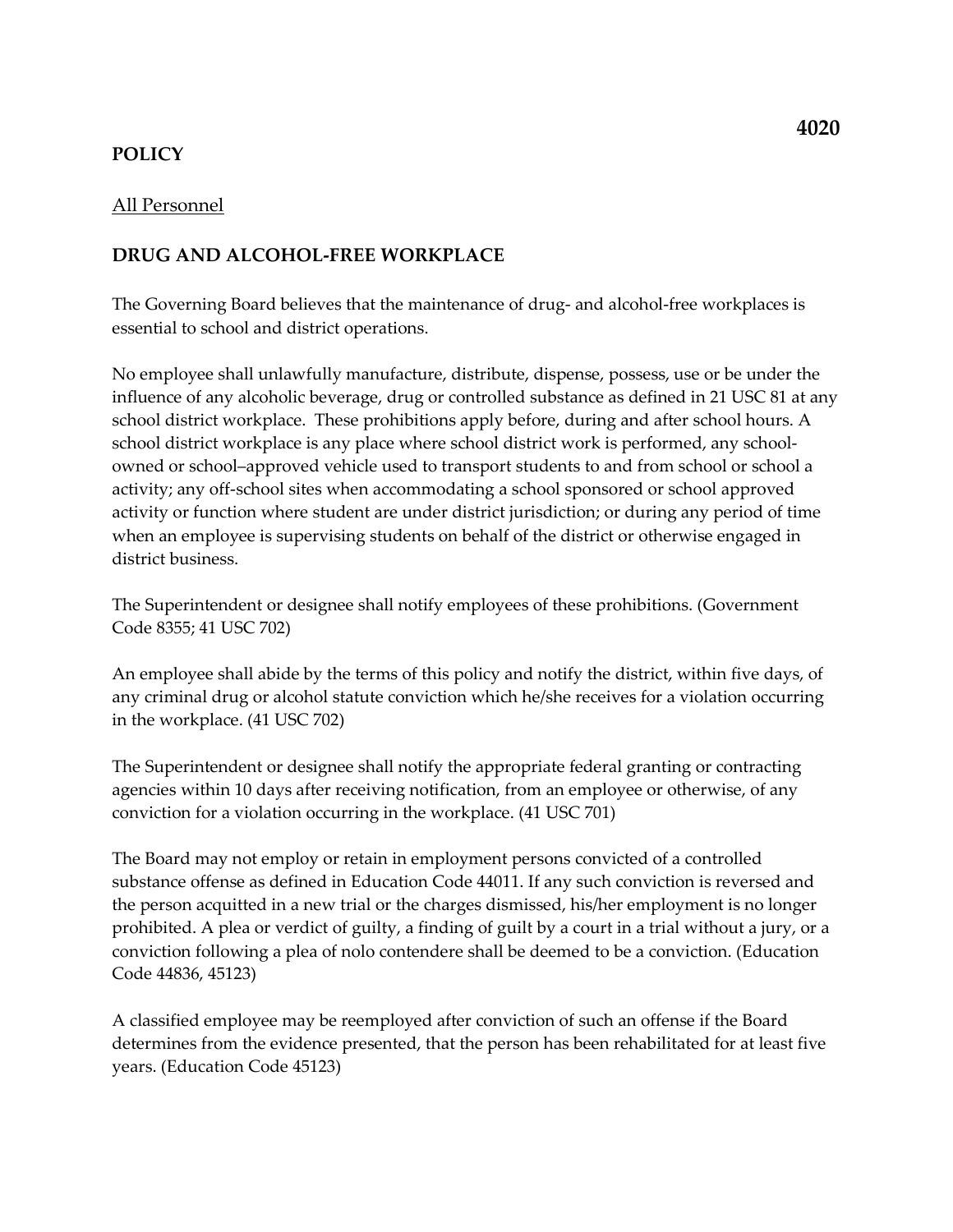**4020**

**POLICY**

All Personnel

## DRUG AND ALCOHOL-FREE WORKPLACE

The Governing Board believes that the maintenance of drug- and alcohol-free workplaces is essential to school and district operations.

No employee shall unlawfully manufacture, distribute, dispense, possess, use or be under the influence of any alcoholic beverage, drug or controlled substance as defined in 21 USC 81 at any school district workplace. These prohibitions apply before, during and after school hours. A school district workplace is any place where school district work is performed, any school-owned or school–approved vehicle used to transport students to and from school or school a activity; any off-school sites when accommodating a school sponsored or school approved activity or function where student are under district jurisdiction; or during any period of time when an employee is supervising students on behalf of the district or otherwise engaged in district business.

The Superintendent or designee shall notify employees of these prohibitions. (Government Code 8355; 41 USC 702)

An employee shall abide by the terms of this policy and notify the district, within five days, of any criminal drug or alcohol statute conviction which he/she receives for a violation occurring in the workplace. (41 USC 702)

The Superintendent or designee shall notify the appropriate federal granting or contracting agencies within 10 days after receiving notification, from an employee or otherwise, of any conviction for a violation occurring in the workplace. (41 USC 701)

The Board may not employ or retain in employment persons convicted of a controlled substance offense as defined in Education Code 44011. If any such conviction is reversed and the person acquitted in a new trial or the charges dismissed, his/her employment is no longer prohibited. A plea or verdict of guilty, a finding of guilt by a court in a trial without a jury, or a conviction following a plea of nolo contendere shall be deemed to be a conviction. (Education Code 44836, 45123)

A classified employee may be reemployed after conviction of such an offense if the Board determines from the evidence presented, that the person has been rehabilitated for at least five years. (Education Code 45123)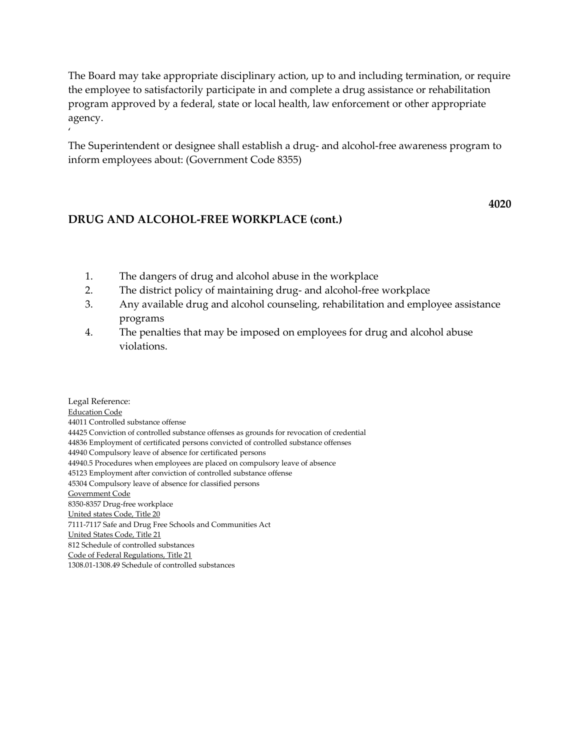The Board may take appropriate disciplinary action, up to and including termination, or require the employee to satisfactorily participate in and complete a drug assistance or rehabilitation program approved by a federal, state or local health, law enforcement or other appropriate agency.

'

The Superintendent or designee shall establish a drug- and alcohol-free awareness program to inform employees about: (Government Code 8355)

## DRUG AND ALCOHOL-FREE WORKPLACE (cont.)

1. The dangers of drug and alcohol abuse in the workplace
2. The district policy of maintaining drug- and alcohol-free workplace
3. Any available drug and alcohol counseling, rehabilitation and employee assistance programs
4. The penalties that may be imposed on employees for drug and alcohol abuse violations.

Legal Reference:

Education Code

44011 Controlled substance offense

44425 Conviction of controlled substance offenses as grounds for revocation of credential

44836 Employment of certificated persons convicted of controlled substance offenses

44940 Compulsory leave of absence for certificated persons

44940.5 Procedures when employees are placed on compulsory leave of absence

45123 Employment after conviction of controlled substance offense

45304 Compulsory leave of absence for classified persons

Government Code

8350-8357 Drug-free workplace

United states Code, Title 20

7111-7117 Safe and Drug Free Schools and Communities Act

United States Code, Title 21

812 Schedule of controlled substances

Code of Federal Regulations, Title 21

1308.01-1308.49 Schedule of controlled substances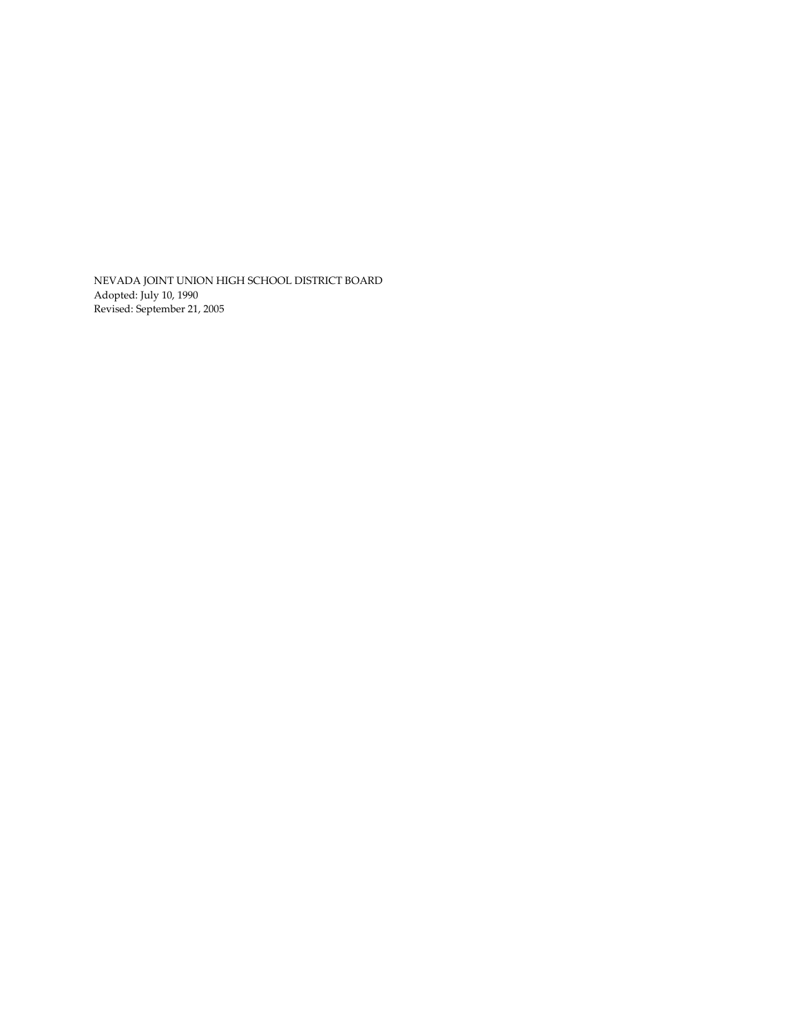NEVADA JOINT UNION HIGH SCHOOL DISTRICT BOARD
Adopted: July 10, 1990
Revised: September 21, 2005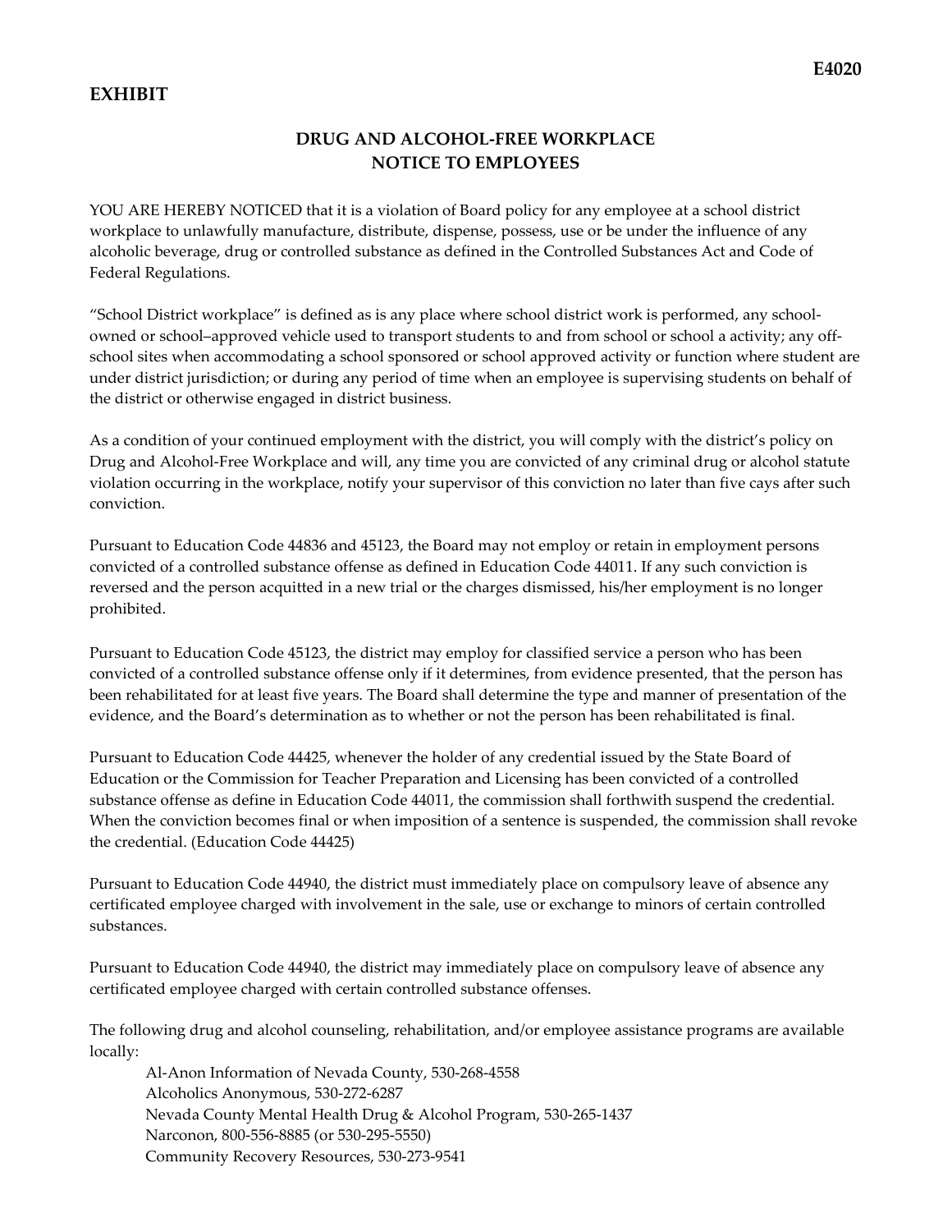**E4020**

## EXHIBIT

### DRUG AND ALCOHOL-FREE WORKPLACE NOTICE TO EMPLOYEES

YOU ARE HEREBY NOTICED that it is a violation of Board policy for any employee at a school district workplace to unlawfully manufacture, distribute, dispense, possess, use or be under the influence of any alcoholic beverage, drug or controlled substance as defined in the Controlled Substances Act and Code of Federal Regulations.

"School District workplace" is defined as is any place where school district work is performed, any school-owned or school–approved vehicle used to transport students to and from school or school a activity; any off-school sites when accommodating a school sponsored or school approved activity or function where student are under district jurisdiction; or during any period of time when an employee is supervising students on behalf of the district or otherwise engaged in district business.

As a condition of your continued employment with the district, you will comply with the district's policy on Drug and Alcohol-Free Workplace and will, any time you are convicted of any criminal drug or alcohol statute violation occurring in the workplace, notify your supervisor of this conviction no later than five cays after such conviction.

Pursuant to Education Code 44836 and 45123, the Board may not employ or retain in employment persons convicted of a controlled substance offense as defined in Education Code 44011. If any such conviction is reversed and the person acquitted in a new trial or the charges dismissed, his/her employment is no longer prohibited.

Pursuant to Education Code 45123, the district may employ for classified service a person who has been convicted of a controlled substance offense only if it determines, from evidence presented, that the person has been rehabilitated for at least five years. The Board shall determine the type and manner of presentation of the evidence, and the Board's determination as to whether or not the person has been rehabilitated is final.

Pursuant to Education Code 44425, whenever the holder of any credential issued by the State Board of Education or the Commission for Teacher Preparation and Licensing has been convicted of a controlled substance offense as define in Education Code 44011, the commission shall forthwith suspend the credential. When the conviction becomes final or when imposition of a sentence is suspended, the commission shall revoke the credential. (Education Code 44425)

Pursuant to Education Code 44940, the district must immediately place on compulsory leave of absence any certificated employee charged with involvement in the sale, use or exchange to minors of certain controlled substances.

Pursuant to Education Code 44940, the district may immediately place on compulsory leave of absence any certificated employee charged with certain controlled substance offenses.

The following drug and alcohol counseling, rehabilitation, and/or employee assistance programs are available locally:

- Al-Anon Information of Nevada County, 530-268-4558
- Alcoholics Anonymous, 530-272-6287
- Nevada County Mental Health Drug & Alcohol Program, 530-265-1437
- Narconon, 800-556-8885 (or 530-295-5550)
- Community Recovery Resources, 530-273-9541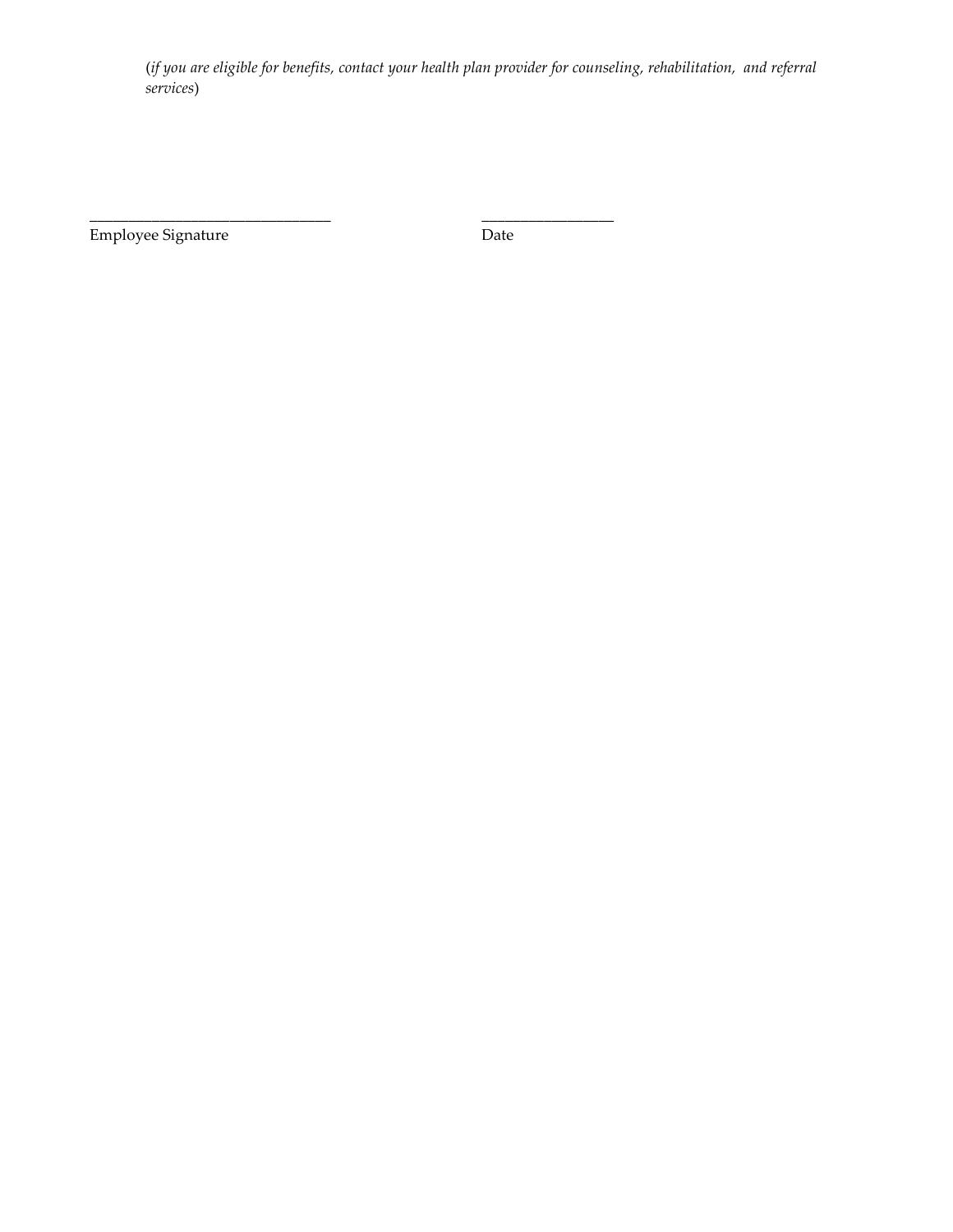(*if you are eligible for benefits, contact your health plan provider for counseling, rehabilitation, and referral services*)

_______________________________ _________________

Employee Signature Date